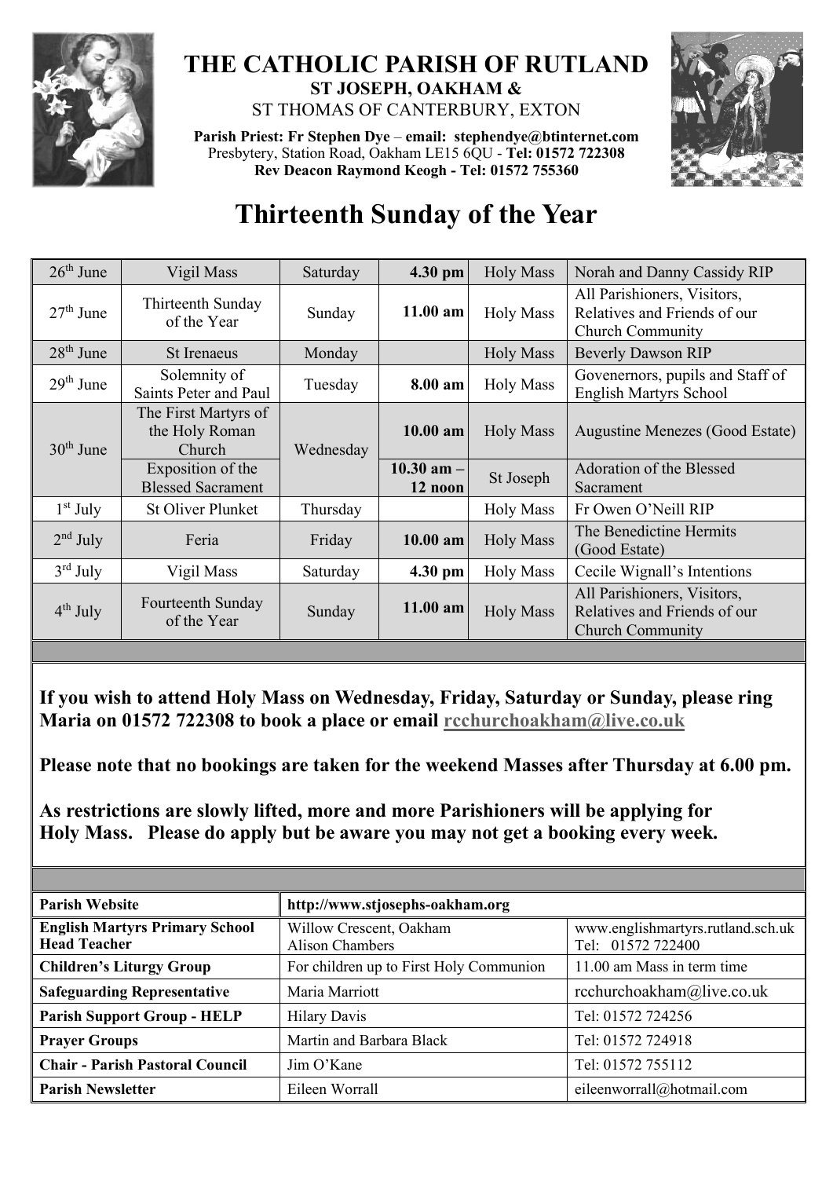# THE CATHOLIC PARISH OF RUTLAND

**ST JOSEPH, OAKHAM &**

ST THOMAS OF CANTERBURY, EXTON

**Parish Priest: Fr Stephen Dye** – **email: stephendye@btinternet.com**
Presbytery, Station Road, Oakham LE15 6QU - **Tel: 01572 722308**
**Rev Deacon Raymond Keogh - Tel: 01572 755360**

# Thirteenth Sunday of the Year

| | | | | | |
|---|---|---|---|---|---|
| 26th June | Vigil Mass | Saturday | **4.30 pm** | Holy Mass | Norah and Danny Cassidy RIP |
| 27th June | Thirteenth Sunday of the Year | Sunday | **11.00 am** | Holy Mass | All Parishioners, Visitors, Relatives and Friends of our Church Community |
| 28th June | St Irenaeus | Monday | | Holy Mass | Beverly Dawson RIP |
| 29th June | Solemnity of Saints Peter and Paul | Tuesday | **8.00 am** | Holy Mass | Govenernors, pupils and Staff of English Martyrs School |
| 30th June | The First Martyrs of the Holy Roman Church | Wednesday | **10.00 am** | Holy Mass | Augustine Menezes (Good Estate) |
| | Exposition of the Blessed Sacrament | | **10.30 am – 12 noon** | St Joseph | Adoration of the Blessed Sacrament |
| 1st July | St Oliver Plunket | Thursday | | Holy Mass | Fr Owen O'Neill RIP |
| 2nd July | Feria | Friday | **10.00 am** | Holy Mass | The Benedictine Hermits (Good Estate) |
| 3rd July | Vigil Mass | Saturday | **4.30 pm** | Holy Mass | Cecile Wignall's Intentions |
| 4th July | Fourteenth Sunday of the Year | Sunday | **11.00 am** | Holy Mass | All Parishioners, Visitors, Relatives and Friends of our Church Community |

**If you wish to attend Holy Mass on Wednesday, Friday, Saturday or Sunday, please ring Maria on 01572 722308 to book a place or email rcchurchoakham@live.co.uk**

**Please note that no bookings are taken for the weekend Masses after Thursday at 6.00 pm.**

**As restrictions are slowly lifted, more and more Parishioners will be applying for Holy Mass. Please do apply but be aware you may not get a booking every week.**

| **Parish Website** | **http://www.stjosephs-oakham.org** | |
|---|---|---|
| **English Martyrs Primary School Head Teacher** | Willow Crescent, Oakham Alison Chambers | www.englishmartyrs.rutland.sch.uk Tel: 01572 722400 |
| **Children's Liturgy Group** | For children up to First Holy Communion | 11.00 am Mass in term time |
| **Safeguarding Representative** | Maria Marriott | rcchurchoakham@live.co.uk |
| **Parish Support Group - HELP** | Hilary Davis | Tel: 01572 724256 |
| **Prayer Groups** | Martin and Barbara Black | Tel: 01572 724918 |
| **Chair - Parish Pastoral Council** | Jim O'Kane | Tel: 01572 755112 |
| **Parish Newsletter** | Eileen Worrall | eileenworrall@hotmail.com |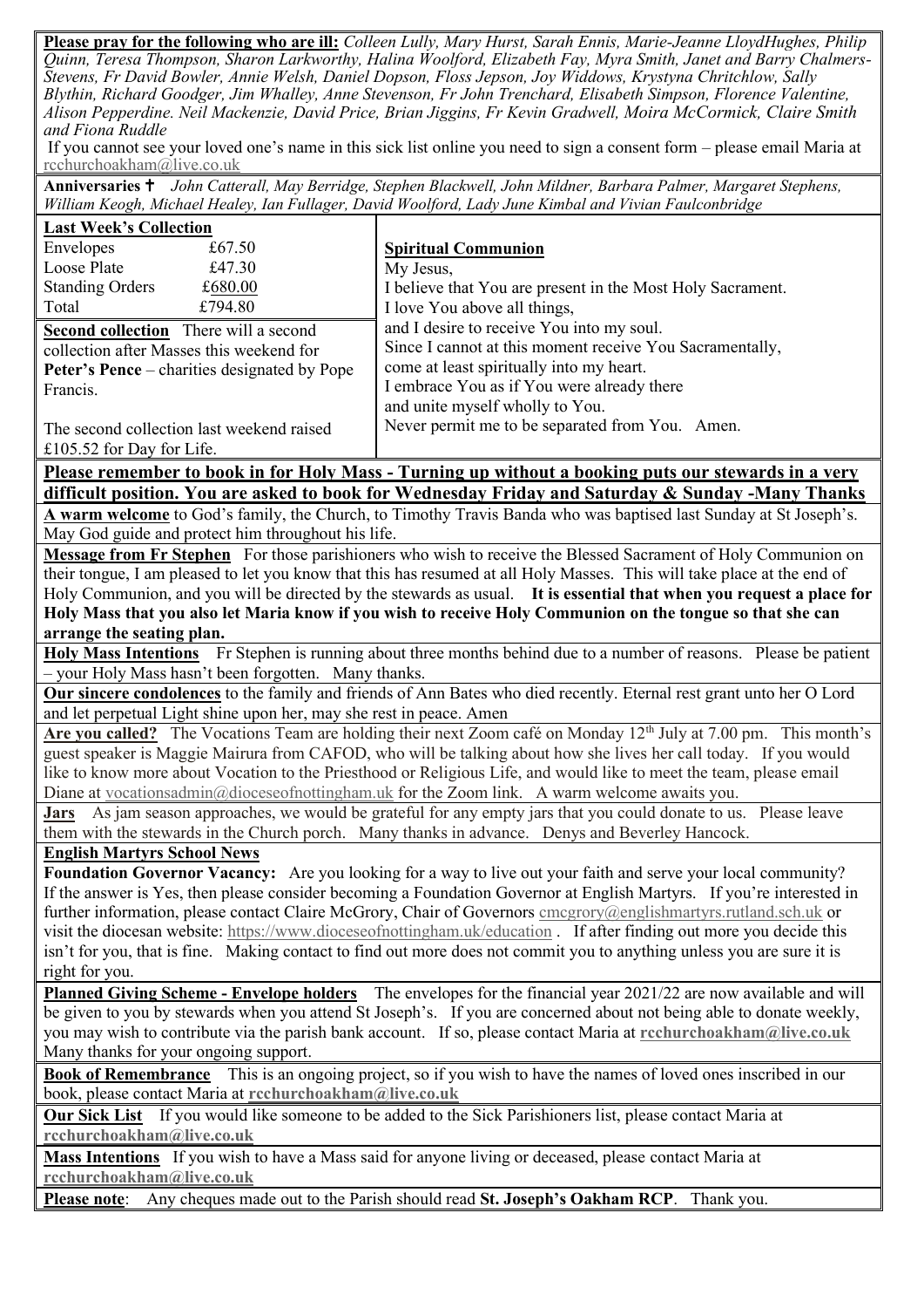**Please pray for the following who are ill:** *Colleen Lully, Mary Hurst, Sarah Ennis, Marie-Jeanne LloydHughes, Philip Quinn, Teresa Thompson, Sharon Larkworthy, Halina Woolford, Elizabeth Fay, Myra Smith, Janet and Barry Chalmers-Stevens, Fr David Bowler, Annie Welsh, Daniel Dopson, Floss Jepson, Joy Widdows, Krystyna Chritchlow, Sally Blythin, Richard Goodger, Jim Whalley, Anne Stevenson, Fr John Trenchard, Elisabeth Simpson, Florence Valentine, Alison Pepperdine. Neil Mackenzie, David Price, Brian Jiggins, Fr Kevin Gradwell, Moira McCormick, Claire Smith and Fiona Ruddle*

If you cannot see your loved one's name in this sick list online you need to sign a consent form – please email Maria at rcchurchoakham@live.co.uk

**Anniversaries ✝** *John Catterall, May Berridge, Stephen Blackwell, John Mildner, Barbara Palmer, Margaret Stephens, William Keogh, Michael Healey, Ian Fullager, David Woolford, Lady June Kimbal and Vivian Faulconbridge*

**Last Week's Collection**

| | |
|---|---|
| Envelopes | £67.50 |
| Loose Plate | £47.30 |
| Standing Orders | £680.00 |
| Total | £794.80 |

**Second collection** There will a second collection after Masses this weekend for **Peter's Pence** – charities designated by Pope Francis.

The second collection last weekend raised £105.52 for Day for Life.

**Spiritual Communion**

My Jesus,
I believe that You are present in the Most Holy Sacrament.
I love You above all things,
and I desire to receive You into my soul.
Since I cannot at this moment receive You Sacramentally,
come at least spiritually into my heart.
I embrace You as if You were already there
and unite myself wholly to You.
Never permit me to be separated from You. Amen.

**Please remember to book in for Holy Mass - Turning up without a booking puts our stewards in a very difficult position. You are asked to book for Wednesday Friday and Saturday & Sunday -Many Thanks**

**A warm welcome** to God's family, the Church, to Timothy Travis Banda who was baptised last Sunday at St Joseph's. May God guide and protect him throughout his life.

**Message from Fr Stephen** For those parishioners who wish to receive the Blessed Sacrament of Holy Communion on their tongue, I am pleased to let you know that this has resumed at all Holy Masses. This will take place at the end of Holy Communion, and you will be directed by the stewards as usual. **It is essential that when you request a place for Holy Mass that you also let Maria know if you wish to receive Holy Communion on the tongue so that she can arrange the seating plan.**

**Holy Mass Intentions** Fr Stephen is running about three months behind due to a number of reasons. Please be patient – your Holy Mass hasn't been forgotten. Many thanks.

**Our sincere condolences** to the family and friends of Ann Bates who died recently. Eternal rest grant unto her O Lord and let perpetual Light shine upon her, may she rest in peace. Amen

**Are you called?** The Vocations Team are holding their next Zoom café on Monday 12th July at 7.00 pm. This month's guest speaker is Maggie Mairura from CAFOD, who will be talking about how she lives her call today. If you would like to know more about Vocation to the Priesthood or Religious Life, and would like to meet the team, please email Diane at vocationsadmin@dioceseofnottingham.uk for the Zoom link. A warm welcome awaits you.

**Jars** As jam season approaches, we would be grateful for any empty jars that you could donate to us. Please leave them with the stewards in the Church porch. Many thanks in advance. Denys and Beverley Hancock.

**English Martyrs School News**

**Foundation Governor Vacancy:** Are you looking for a way to live out your faith and serve your local community? If the answer is Yes, then please consider becoming a Foundation Governor at English Martyrs. If you're interested in further information, please contact Claire McGrory, Chair of Governors cmcgrory@englishmartyrs.rutland.sch.uk or visit the diocesan website: https://www.dioceseofnottingham.uk/education . If after finding out more you decide this isn't for you, that is fine. Making contact to find out more does not commit you to anything unless you are sure it is right for you.

**Planned Giving Scheme - Envelope holders** The envelopes for the financial year 2021/22 are now available and will be given to you by stewards when you attend St Joseph's. If you are concerned about not being able to donate weekly, you may wish to contribute via the parish bank account. If so, please contact Maria at **rcchurchoakham@live.co.uk** Many thanks for your ongoing support.

**Book of Remembrance** This is an ongoing project, so if you wish to have the names of loved ones inscribed in our book, please contact Maria at **rcchurchoakham@live.co.uk**

**Our Sick List** If you would like someone to be added to the Sick Parishioners list, please contact Maria at **rcchurchoakham@live.co.uk**

**Mass Intentions** If you wish to have a Mass said for anyone living or deceased, please contact Maria at **rcchurchoakham@live.co.uk**

**Please note**: Any cheques made out to the Parish should read **St. Joseph's Oakham RCP**. Thank you.